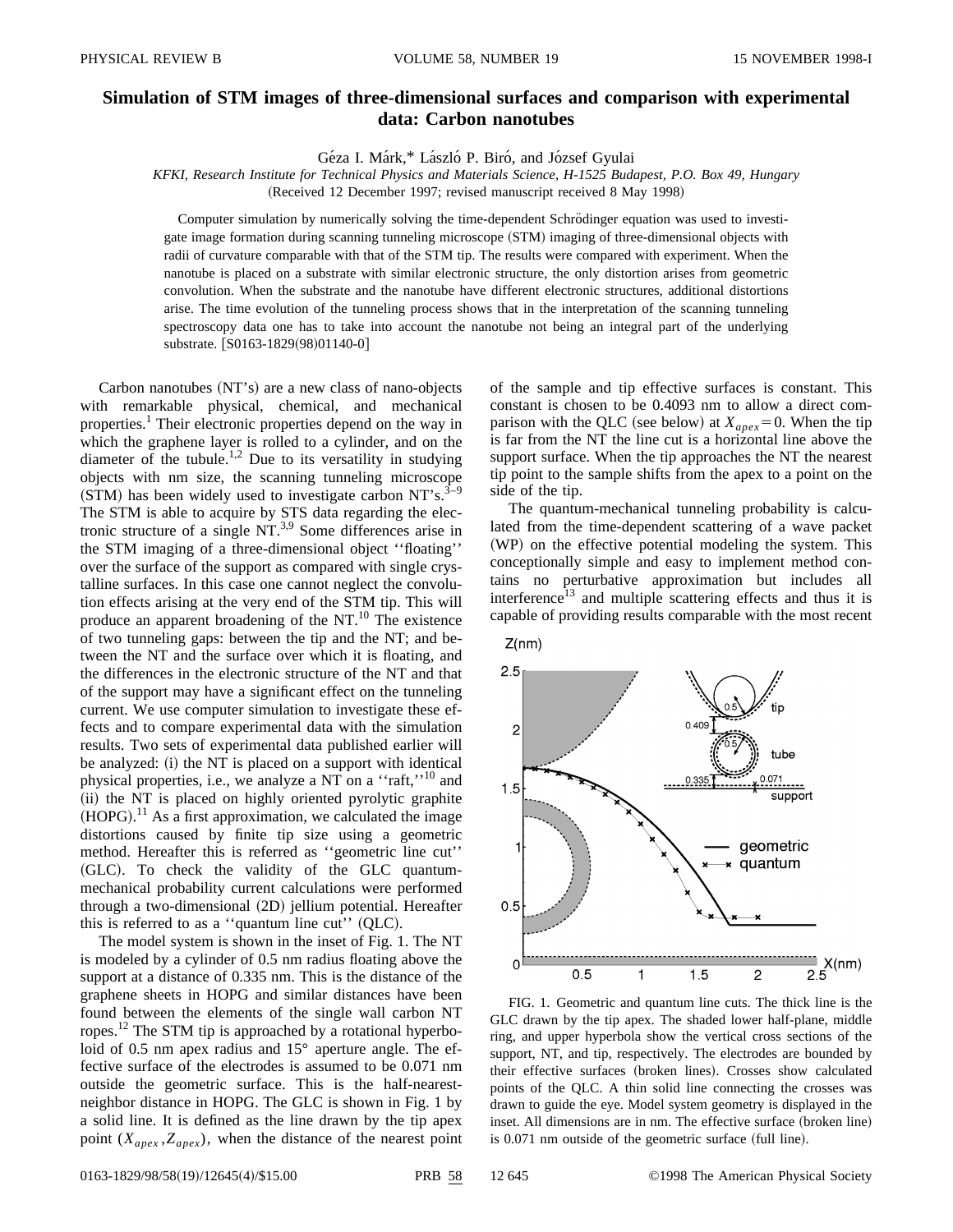# Simulation of STM images of three-dimensional surfaces and comparison with experimental data: Carbon nanotubes

Géza I. Márk,* László P. Biró, and József Gyulai

*KFKI, Research Institute for Technical Physics and Materials Science, H-1525 Budapest, P.O. Box 49, Hungary*

(Received 12 December 1997; revised manuscript received 8 May 1998)

Computer simulation by numerically solving the time-dependent Schrödinger equation was used to investigate image formation during scanning tunneling microscope (STM) imaging of three-dimensional objects with radii of curvature comparable with that of the STM tip. The results were compared with experiment. When the nanotube is placed on a substrate with similar electronic structure, the only distortion arises from geometric convolution. When the substrate and the nanotube have different electronic structures, additional distortions arise. The time evolution of the tunneling process shows that in the interpretation of the scanning tunneling spectroscopy data one has to take into account the nanotube not being an integral part of the underlying substrate. [S0163-1829(98)01140-0]

Carbon nanotubes (NT's) are a new class of nano-objects with remarkable physical, chemical, and mechanical properties.[1] Their electronic properties depend on the way in which the graphene layer is rolled to a cylinder, and on the diameter of the tubule.[1,2] Due to its versatility in studying objects with nm size, the scanning tunneling microscope (STM) has been widely used to investigate carbon NT's.[3–9] The STM is able to acquire by STS data regarding the electronic structure of a single NT.[3,9] Some differences arise in the STM imaging of a three-dimensional object "floating" over the surface of the support as compared with single crystalline surfaces. In this case one cannot neglect the convolution effects arising at the very end of the STM tip. This will produce an apparent broadening of the NT.[10] The existence of two tunneling gaps: between the tip and the NT; and between the NT and the surface over which it is floating, and the differences in the electronic structure of the NT and that of the support may have a significant effect on the tunneling current. We use computer simulation to investigate these effects and to compare experimental data with the simulation results. Two sets of experimental data published earlier will be analyzed: (i) the NT is placed on a support with identical physical properties, i.e., we analyze a NT on a "raft,"[10] and (ii) the NT is placed on highly oriented pyrolytic graphite (HOPG).[11] As a first approximation, we calculated the image distortions caused by finite tip size using a geometric method. Hereafter this is referred to as "geometric line cut" (GLC). To check the validity of the GLC quantum-mechanical probability current calculations were performed through a two-dimensional (2D) jellium potential. Hereafter this is referred to as a "quantum line cut" (QLC).

The model system is shown in the inset of Fig. 1. The NT is modeled by a cylinder of 0.5 nm radius floating above the support at a distance of 0.335 nm. This is the distance of the graphene sheets in HOPG and similar distances have been found between the elements of the single wall carbon NT ropes.[12] The STM tip is approached by a rotational hyperboloid of 0.5 nm apex radius and 15° aperture angle. The effective surface of the electrodes is assumed to be 0.071 nm outside the geometric surface. This is the half-nearest-neighbor distance in HOPG. The GLC is shown in Fig. 1 by a solid line. It is defined as the line drawn by the tip apex point ($X_{apex}$,$Z_{apex}$), when the distance of the nearest point of the sample and tip effective surfaces is constant. This constant is chosen to be 0.4093 nm to allow a direct comparison with the QLC (see below) at $X_{apex}=0$. When the tip is far from the NT the line cut is a horizontal line above the support surface. When the tip approaches the NT the nearest tip point to the sample shifts from the apex to a point on the side of the tip.

The quantum-mechanical tunneling probability is calculated from the time-dependent scattering of a wave packet (WP) on the effective potential modeling the system. This conceptionally simple and easy to implement method contains no perturbative approximation but includes all interference[13] and multiple scattering effects and thus it is capable of providing results comparable with the most recent

FIG. 1. Geometric and quantum line cuts. The thick line is the GLC drawn by the tip apex. The shaded lower half-plane, middle ring, and upper hyperbola show the vertical cross sections of the support, NT, and tip, respectively. The electrodes are bounded by their effective surfaces (broken lines). Crosses show calculated points of the QLC. A thin solid line connecting the crosses was drawn to guide the eye. Model system geometry is displayed in the inset. All dimensions are in nm. The effective surface (broken line) is 0.071 nm outside of the geometric surface (full line).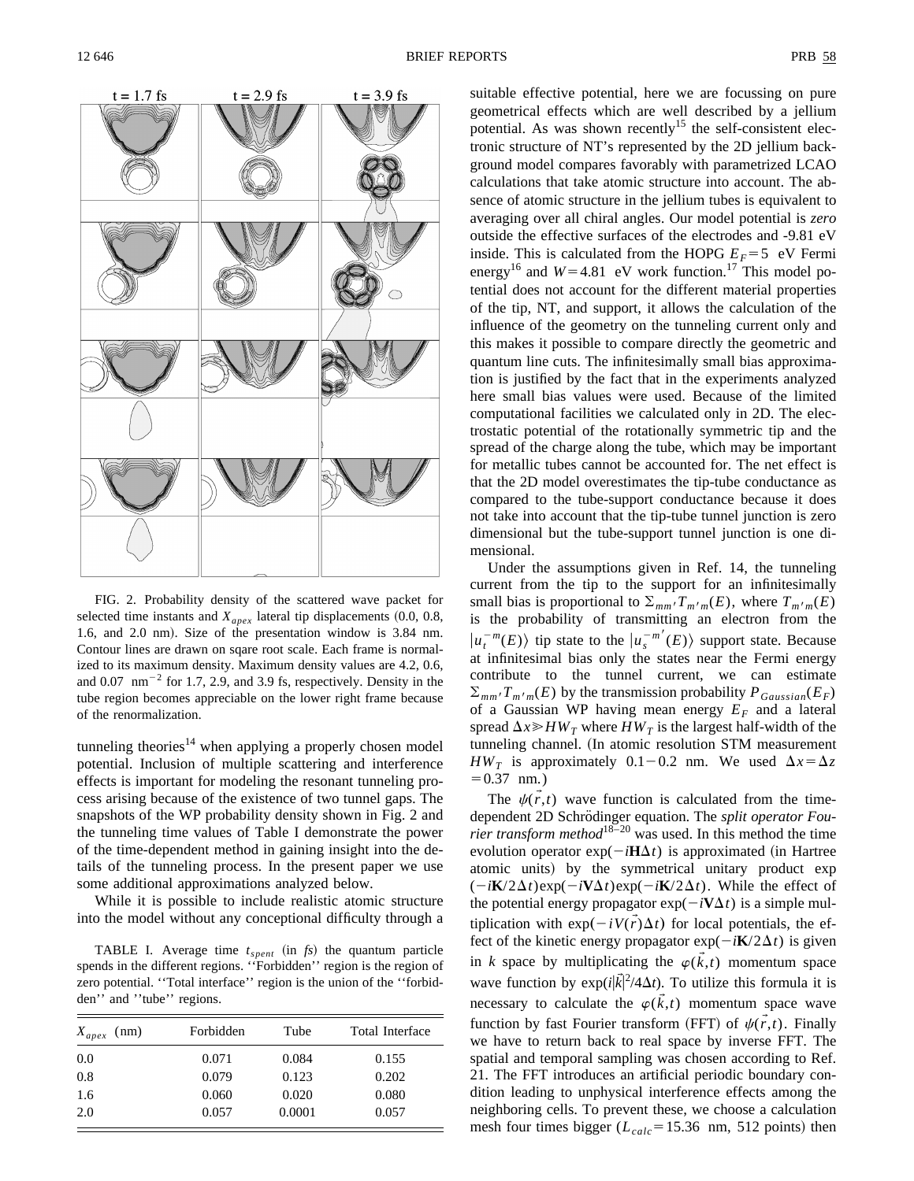FIG. 2. Probability density of the scattered wave packet for selected time instants and $X_{apex}$ lateral tip displacements (0.0, 0.8, 1.6, and 2.0 nm). Size of the presentation window is 3.84 nm. Contour lines are drawn on sqare root scale. Each frame is normalized to its maximum density. Maximum density values are 4.2, 0.6, and 0.07 $\mathrm{nm}^{-2}$ for 1.7, 2.9, and 3.9 fs, respectively. Density in the tube region becomes appreciable on the lower right frame because of the renormalization.

tunneling theories[14] when applying a properly chosen model potential. Inclusion of multiple scattering and interference effects is important for modeling the resonant tunneling process arising because of the existence of two tunnel gaps. The snapshots of the WP probability density shown in Fig. 2 and the tunneling time values of Table I demonstrate the power of the time-dependent method in gaining insight into the details of the tunneling process. In the present paper we use some additional approximations analyzed below.

While it is possible to include realistic atomic structure into the model without any conceptional difficulty through a suitable effective potential, here we are focussing on pure geometrical effects which are well described by a jellium potential. As was shown recently[15] the self-consistent electronic structure of NT's represented by the 2D jellium background model compares favorably with parametrized LCAO calculations that take atomic structure into account. The absence of atomic structure in the jellium tubes is equivalent to averaging over all chiral angles. Our model potential is *zero* outside the effective surfaces of the electrodes and -9.81 eV inside. This is calculated from the HOPG $E_F = 5$ eV Fermi energy[16] and $W = 4.81$ eV work function.[17] This model potential does not account for the different material properties of the tip, NT, and support, it allows the calculation of the influence of the geometry on the tunneling current only and this makes it possible to compare directly the geometric and quantum line cuts. The infinitesimally small bias approximation is justified by the fact that in the experiments analyzed here small bias values were used. Because of the limited computational facilities we calculated only in 2D. The electrostatic potential of the rotationally symmetric tip and the spread of the charge along the tube, which may be important for metallic tubes cannot be accounted for. The net effect is that the 2D model overestimates the tip-tube conductance as compared to the tube-support conductance because it does not take into account that the tip-tube tunnel junction is zero dimensional but the tube-support tunnel junction is one dimensional.

TABLE I. Average time $t_{spent}$ (in *fs*) the quantum particle spends in the different regions. ''Forbidden'' region is the region of zero potential. ''Total interface'' region is the union of the ''forbidden'' and ''tube'' regions.

| $X_{apex}$ (nm) | Forbidden | Tube | Total Interface |
|---|---|---|---|
| 0.0 | 0.071 | 0.084 | 0.155 |
| 0.8 | 0.079 | 0.123 | 0.202 |
| 1.6 | 0.060 | 0.020 | 0.080 |
| 2.0 | 0.057 | 0.0001 | 0.057 |

Under the assumptions given in Ref. 14, the tunneling current from the tip to the support for an infinitesimally small bias is proportional to $\Sigma_{mm'} T_{m'm}(E)$, where $T_{m'm}(E)$ is the probability of transmitting an electron from the $|u_t^{-m}(E)\rangle$ tip state to the $|u_s^{-m'}(E)\rangle$ support state. Because at infinitesimal bias only the states near the Fermi energy contribute to the tunnel current, we can estimate $\Sigma_{mm'} T_{m'm}(E)$ by the transmission probability $P_{Gaussian}(E_F)$ of a Gaussian WP having mean energy $E_F$ and a lateral spread $\Delta x \gg HW_T$ where $HW_T$ is the largest half-width of the tunneling channel. (In atomic resolution STM measurement $HW_T$ is approximately 0.1−0.2 nm. We used $\Delta x = \Delta z = 0.37$ nm.)

The $\psi(\vec{r},t)$ wave function is calculated from the time-dependent 2D Schrödinger equation. The *split operator Fourier transform method*[18–20] was used. In this method the time evolution operator $\exp(-i\mathbf{H}\Delta t)$ is approximated (in Hartree atomic units) by the symmetrical unitary product $\exp(-i\mathbf{K}/2\Delta t)\exp(-i\mathbf{V}\Delta t)\exp(-i\mathbf{K}/2\Delta t)$. While the effect of the potential energy propagator $\exp(-i\mathbf{V}\Delta t)$ is a simple multiplication with $\exp(-iV(\vec{r})\Delta t)$ for local potentials, the effect of the kinetic energy propagator $\exp(-i\mathbf{K}/2\Delta t)$ is given in $k$ space by multiplying the $\varphi(\vec{k},t)$ momentum space wave function by $\exp(i|\vec{k}|^2/4\Delta t)$. To utilize this formula it is necessary to calculate the $\varphi(\vec{k},t)$ momentum space wave function by fast Fourier transform (FFT) of $\psi(\vec{r},t)$. Finally we have to return back to real space by inverse FFT. The spatial and temporal sampling was chosen according to Ref. 21. The FFT introduces an artificial periodic boundary condition leading to unphysical interference effects among the neighboring cells. To prevent these, we choose a calculation mesh four times bigger ($L_{calc} = 15.36$ nm, 512 points) then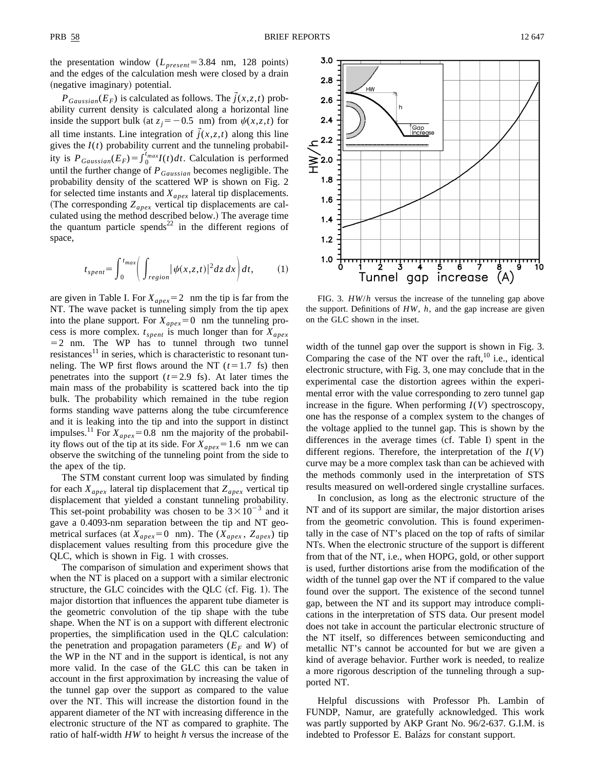the presentation window ($L_{present}$ = 3.84 nm, 128 points) and the edges of the calculation mesh were closed by a drain (negative imaginary) potential.

$P_{Gaussian}(E_F)$ is calculated as follows. The $\vec{j}(x,z,t)$ probability current density is calculated along a horizontal line inside the support bulk (at $z_j = -0.5$ nm) from $\psi(x,z,t)$ for all time instants. Line integration of $\vec{j}(x,z,t)$ along this line gives the $I(t)$ probability current and the tunneling probability is $P_{Gaussian}(E_F) = \int_0^{t_{max}} I(t)dt$. Calculation is performed until the further change of $P_{Gaussian}$ becomes negligible. The probability density of the scattered WP is shown on Fig. 2 for selected time instants and $X_{apex}$ lateral tip displacements. (The corresponding $Z_{apex}$ vertical tip displacements are calculated using the method described below.) The average time the quantum particle spends[22] in the different regions of space,

$$t_{spent} = \int_0^{t_{max}} \left( \int_{region} |\psi(x,z,t)|^2 dz\, dx \right) dt, \qquad (1)$$

are given in Table I. For $X_{apex} = 2$ nm the tip is far from the NT. The wave packet is tunneling simply from the tip apex into the plane support. For $X_{apex} = 0$ nm the tunneling process is more complex. $t_{spent}$ is much longer than for $X_{apex} = 2$ nm. The WP has to tunnel through two tunnel resistances[11] in series, which is characteristic to resonant tunneling. The WP first flows around the NT ($t = 1.7$ fs) then penetrates into the support ($t = 2.9$ fs). At later times the main mass of the probability is scattered back into the tip bulk. The probability which remained in the tube region forms standing wave patterns along the tube circumference and it is leaking into the tip and into the support in distinct impulses.[11] For $X_{apex} = 0.8$ nm the majority of the probability flows out of the tip at its side. For $X_{apex} = 1.6$ nm we can observe the switching of the tunneling point from the side to the apex of the tip.

The STM constant current loop was simulated by finding for each $X_{apex}$ lateral tip displacement that $Z_{apex}$ vertical tip displacement that yielded a constant tunneling probability. This set-point probability was chosen to be $3 \times 10^{-3}$ and it gave a 0.4093-nm separation between the tip and NT geometrical surfaces (at $X_{apex} = 0$ nm). The $(X_{apex}, Z_{apex})$ tip displacement values resulting from this procedure give the QLC, which is shown in Fig. 1 with crosses.

The comparison of simulation and experiment shows that when the NT is placed on a support with a similar electronic structure, the GLC coincides with the QLC (cf. Fig. 1). The major distortion that influences the apparent tube diameter is the geometric convolution of the tip shape with the tube shape. When the NT is on a support with different electronic properties, the simplification used in the QLC calculation: the penetration and propagation parameters ($E_F$ and $W$) of the WP in the NT and in the support is identical, is not any more valid. In the case of the GLC this can be taken in account in the first approximation by increasing the value of the tunnel gap over the support as compared to the value over the NT. This will increase the distortion found in the apparent diameter of the NT with increasing difference in the electronic structure of the NT as compared to graphite. The ratio of half-width $HW$ to height $h$ versus the increase of the width of the tunnel gap over the support is shown in Fig. 3. Comparing the case of the NT over the raft,[10] i.e., identical electronic structure, with Fig. 3, one may conclude that in the experimental case the distortion agrees within the experimental error with the value corresponding to zero tunnel gap increase in the figure. When performing $I(V)$ spectroscopy, one has the response of a complex system to the changes of the voltage applied to the tunnel gap. This is shown by the differences in the average times (cf. Table I) spent in the different regions. Therefore, the interpretation of the $I(V)$ curve may be a more complex task than can be achieved with the methods commonly used in the interpretation of STS results measured on well-ordered single crystalline surfaces.

FIG. 3. $HW/h$ versus the increase of the tunneling gap above the support. Definitions of $HW$, $h$, and the gap increase are given on the GLC shown in the inset.

In conclusion, as long as the electronic structure of the NT and of its support are similar, the major distortion arises from the geometric convolution. This is found experimentally in the case of NT's placed on the top of rafts of similar NTs. When the electronic structure of the support is different from that of the NT, i.e., when HOPG, gold, or other support is used, further distortions arise from the modification of the width of the tunnel gap over the NT if compared to the value found over the support. The existence of the second tunnel gap, between the NT and its support may introduce complications in the interpretation of STS data. Our present model does not take in account the particular electronic structure of the NT itself, so differences between semiconducting and metallic NT's cannot be accounted for but we are given a kind of average behavior. Further work is needed, to realize a more rigorous description of the tunneling through a supported NT.

Helpful discussions with Professor Ph. Lambin of FUNDP, Namur, are gratefully acknowledged. This work was partly supported by AKP Grant No. 96/2-637. G.I.M. is indebted to Professor E. Balázs for constant support.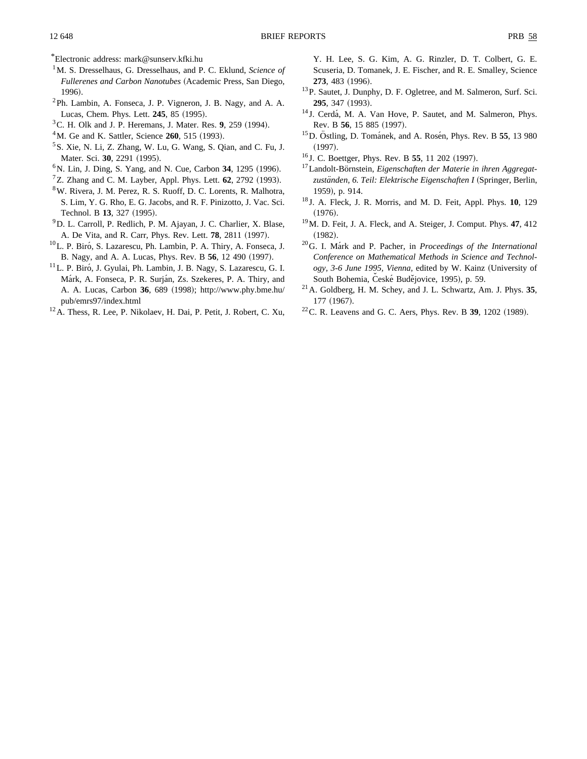*Electronic address: mark@sunserv.kfki.hu

[1] M. S. Dresselhaus, G. Dresselhaus, and P. C. Eklund, *Science of Fullerenes and Carbon Nanotubes* (Academic Press, San Diego, 1996).

[2] Ph. Lambin, A. Fonseca, J. P. Vigneron, J. B. Nagy, and A. A. Lucas, Chem. Phys. Lett. **245**, 85 (1995).

[3] C. H. Olk and J. P. Heremans, J. Mater. Res. **9**, 259 (1994).

[4] M. Ge and K. Sattler, Science **260**, 515 (1993).

[5] S. Xie, N. Li, Z. Zhang, W. Lu, G. Wang, S. Qian, and C. Fu, J. Mater. Sci. **30**, 2291 (1995).

[6] N. Lin, J. Ding, S. Yang, and N. Cue, Carbon **34**, 1295 (1996).

[7] Z. Zhang and C. M. Layber, Appl. Phys. Lett. **62**, 2792 (1993).

[8] W. Rivera, J. M. Perez, R. S. Ruoff, D. C. Lorents, R. Malhotra, S. Lim, Y. G. Rho, E. G. Jacobs, and R. F. Pinizotto, J. Vac. Sci. Technol. B **13**, 327 (1995).

[9] D. L. Carroll, P. Redlich, P. M. Ajayan, J. C. Charlier, X. Blase, A. De Vita, and R. Carr, Phys. Rev. Lett. **78**, 2811 (1997).

[10] L. P. Biró, S. Lazarescu, Ph. Lambin, P. A. Thiry, A. Fonseca, J. B. Nagy, and A. A. Lucas, Phys. Rev. B **56**, 12 490 (1997).

[11] L. P. Biró, J. Gyulai, Ph. Lambin, J. B. Nagy, S. Lazarescu, G. I. Márk, A. Fonseca, P. R. Surján, Zs. Szekeres, P. A. Thiry, and A. A. Lucas, Carbon **36**, 689 (1998); http://www.phy.bme.hu/pub/emrs97/index.html

[12] A. Thess, R. Lee, P. Nikolaev, H. Dai, P. Petit, J. Robert, C. Xu, Y. H. Lee, S. G. Kim, A. G. Rinzler, D. T. Colbert, G. E. Scuseria, D. Tomanek, J. E. Fischer, and R. E. Smalley, Science **273**, 483 (1996).

[13] P. Sautet, J. Dunphy, D. F. Ogletree, and M. Salmeron, Surf. Sci. **295**, 347 (1993).

[14] J. Cerdá, M. A. Van Hove, P. Sautet, and M. Salmeron, Phys. Rev. B **56**, 15 885 (1997).

[15] D. Östling, D. Tománek, and A. Rosén, Phys. Rev. B **55**, 13 980 (1997).

[16] J. C. Boettger, Phys. Rev. B **55**, 11 202 (1997).

[17] Landolt-Börnstein, *Eigenschaften der Materie in ihren Aggregatzuständen, 6. Teil: Elektrische Eigenschaften I* (Springer, Berlin, 1959), p. 914.

[18] J. A. Fleck, J. R. Morris, and M. D. Feit, Appl. Phys. **10**, 129 (1976).

[19] M. D. Feit, J. A. Fleck, and A. Steiger, J. Comput. Phys. **47**, 412 (1982).

[20] G. I. Márk and P. Pacher, in *Proceedings of the International Conference on Mathematical Methods in Science and Technology, 3-6 June 1995, Vienna,* edited by W. Kainz (University of South Bohemia, České Budějovice, 1995), p. 59.

[21] A. Goldberg, H. M. Schey, and J. L. Schwartz, Am. J. Phys. **35**, 177 (1967).

[22] C. R. Leavens and G. C. Aers, Phys. Rev. B **39**, 1202 (1989).